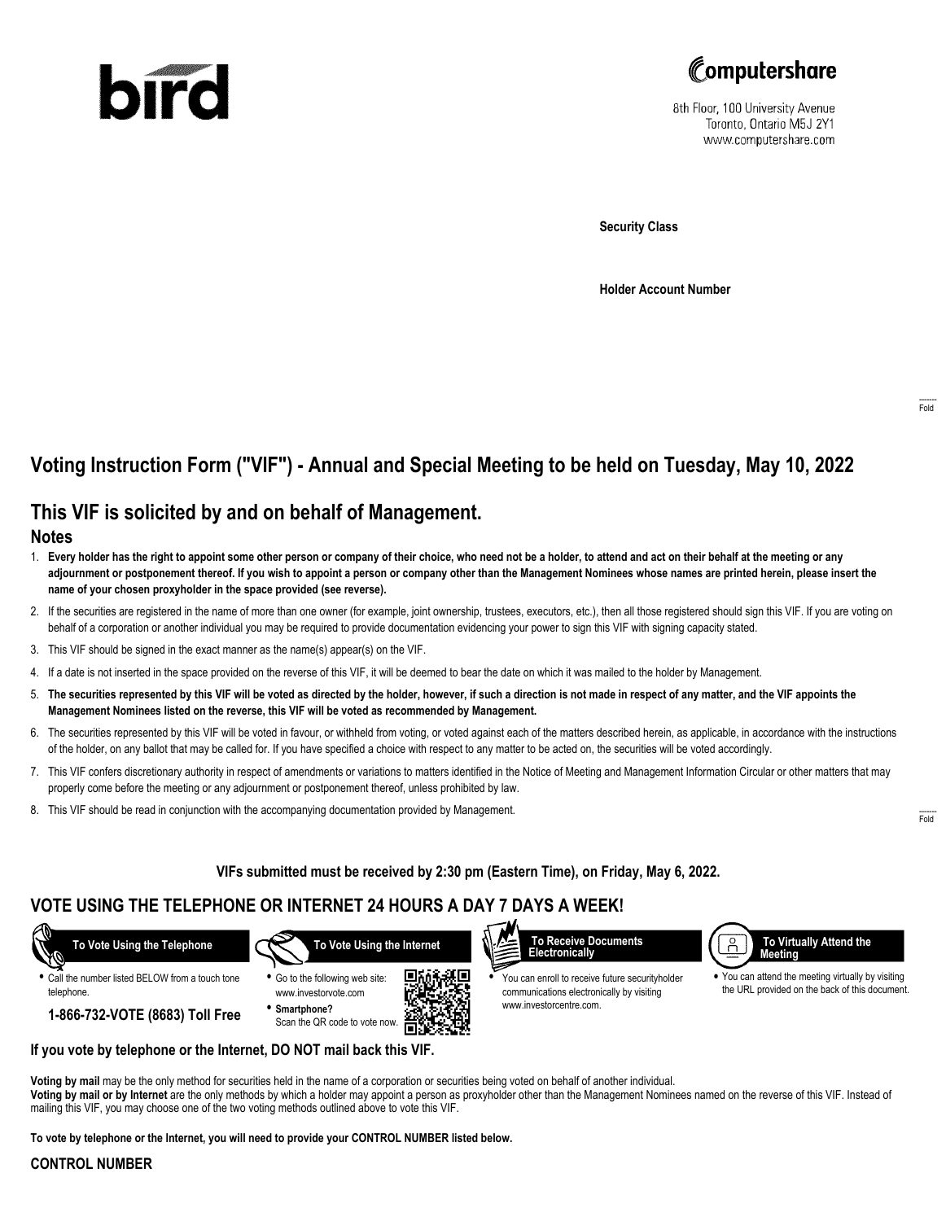bird

Computershare
8th Floor, 100 University Avenue
Toronto, Ontario M5J 2Y1
www.computershare.com

**Security Class**

**Holder Account Number**

Fold

# Voting Instruction Form ("VIF") - Annual and Special Meeting to be held on Tuesday, May 10, 2022

## This VIF is solicited by and on behalf of Management.

### Notes

1. **Every holder has the right to appoint some other person or company of their choice, who need not be a holder, to attend and act on their behalf at the meeting or any adjournment or postponement thereof. If you wish to appoint a person or company other than the Management Nominees whose names are printed herein, please insert the name of your chosen proxyholder in the space provided (see reverse).**
2. If the securities are registered in the name of more than one owner (for example, joint ownership, trustees, executors, etc.), then all those registered should sign this VIF. If you are voting on behalf of a corporation or another individual you may be required to provide documentation evidencing your power to sign this VIF with signing capacity stated.
3. This VIF should be signed in the exact manner as the name(s) appear(s) on the VIF.
4. If a date is not inserted in the space provided on the reverse of this VIF, it will be deemed to bear the date on which it was mailed to the holder by Management.
5. **The securities represented by this VIF will be voted as directed by the holder, however, if such a direction is not made in respect of any matter, and the VIF appoints the Management Nominees listed on the reverse, this VIF will be voted as recommended by Management.**
6. The securities represented by this VIF will be voted in favour, or withheld from voting, or voted against each of the matters described herein, as applicable, in accordance with the instructions of the holder, on any ballot that may be called for. If you have specified a choice with respect to any matter to be acted on, the securities will be voted accordingly.
7. This VIF confers discretionary authority in respect of amendments or variations to matters identified in the Notice of Meeting and Management Information Circular or other matters that may properly come before the meeting or any adjournment or postponement thereof, unless prohibited by law.
8. This VIF should be read in conjunction with the accompanying documentation provided by Management.

Fold

**VIFs submitted must be received by 2:30 pm (Eastern Time), on Friday, May 6, 2022.**

## VOTE USING THE TELEPHONE OR INTERNET 24 HOURS A DAY 7 DAYS A WEEK!

**To Vote Using the Telephone**

- Call the number listed BELOW from a touch tone telephone.

**1-866-732-VOTE (8683) Toll Free**

**To Vote Using the Internet**

- Go to the following web site: www.investorvote.com
- **Smartphone?** Scan the QR code to vote now.

**To Receive Documents Electronically**

- You can enroll to receive future securityholder communications electronically by visiting www.investorcentre.com.

**To Virtually Attend the Meeting**

- You can attend the meeting virtually by visiting the URL provided on the back of this document.

**If you vote by telephone or the Internet, DO NOT mail back this VIF.**

**Voting by mail** may be the only method for securities held in the name of a corporation or securities being voted on behalf of another individual.
**Voting by mail or by Internet** are the only methods by which a holder may appoint a person as proxyholder other than the Management Nominees named on the reverse of this VIF. Instead of mailing this VIF, you may choose one of the two voting methods outlined above to vote this VIF.

**To vote by telephone or the Internet, you will need to provide your CONTROL NUMBER listed below.**

**CONTROL NUMBER**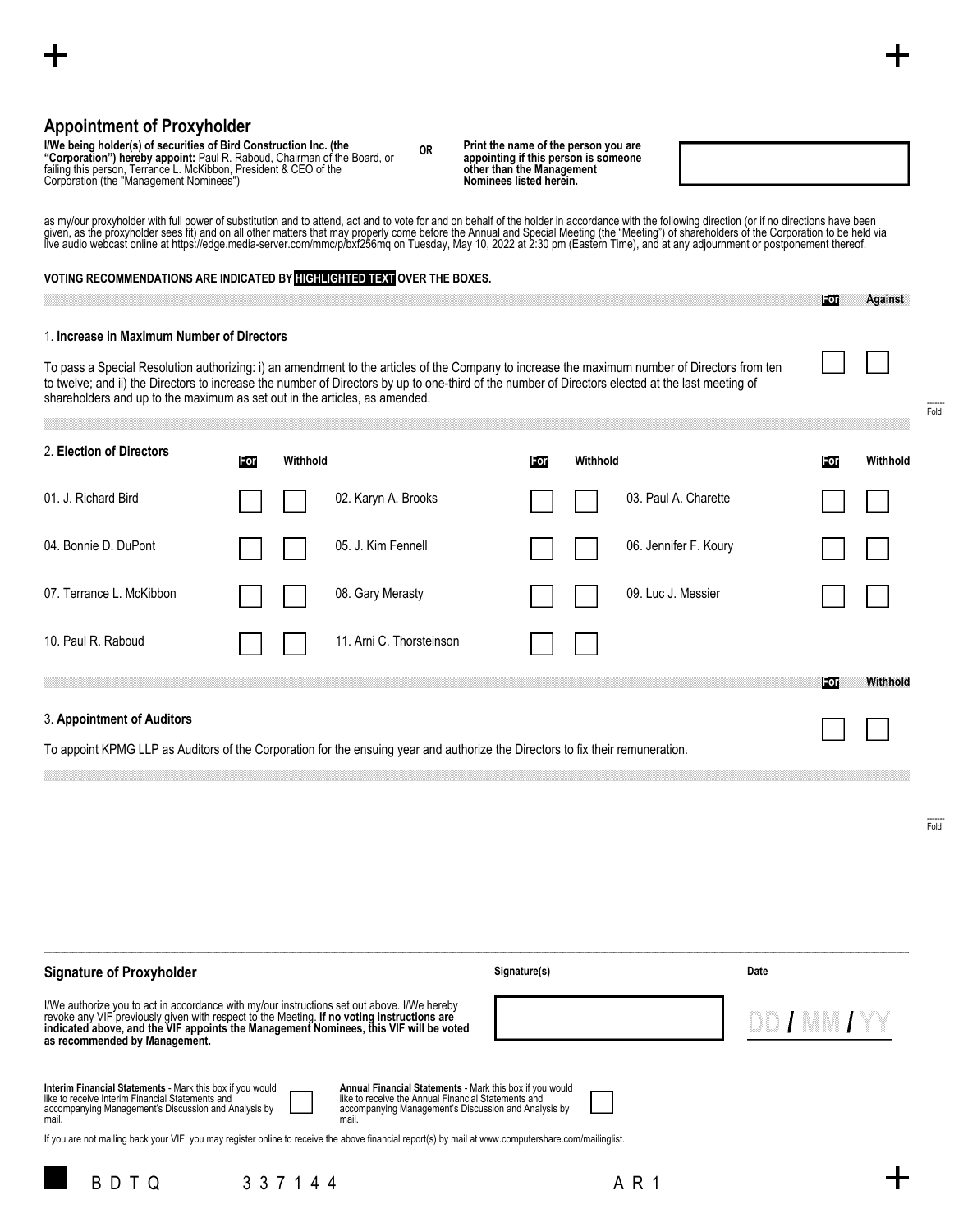## Appointment of Proxyholder

**I/We being holder(s) of securities of Bird Construction Inc. (the "Corporation") hereby appoint:** Paul R. Raboud, Chairman of the Board, or failing this person, Terrance L. McKibbon, President & CEO of the Corporation (the "Management Nominees")

**OR**

**Print the name of the person you are appointing if this person is someone other than the Management Nominees listed herein.**

as my/our proxyholder with full power of substitution and to attend, act and to vote for and on behalf of the holder in accordance with the following direction (or if no directions have been given, as the proxyholder sees fit) and on all other matters that may properly come before the Annual and Special Meeting (the "Meeting") of shareholders of the Corporation to be held via live audio webcast online at https://edge.media-server.com/mmc/p/bxf256mq on Tuesday, May 10, 2022 at 2:30 pm (Eastern Time), and at any adjournment or postponement thereof.

**VOTING RECOMMENDATIONS ARE INDICATED BY HIGHLIGHTED TEXT OVER THE BOXES.**

| | For | Against |
|---|---|---|
| 1. **Increase in Maximum Number of Directors**<br>To pass a Special Resolution authorizing: i) an amendment to the articles of the Company to increase the maximum number of Directors from ten to twelve; and ii) the Directors to increase the number of Directors by up to one-third of the number of Directors elected at the last meeting of shareholders and up to the maximum as set out in the articles, as amended. | ☐ | ☐ |

2. **Election of Directors**

| | For | Withhold | | For | Withhold | | For | Withhold |
|---|---|---|---|---|---|---|---|---|
| 01. J. Richard Bird | ☐ | ☐ | 02. Karyn A. Brooks | ☐ | ☐ | 03. Paul A. Charette | ☐ | ☐ |
| 04. Bonnie D. DuPont | ☐ | ☐ | 05. J. Kim Fennell | ☐ | ☐ | 06. Jennifer F. Koury | ☐ | ☐ |
| 07. Terrance L. McKibbon | ☐ | ☐ | 08. Gary Merasty | ☐ | ☐ | 09. Luc J. Messier | ☐ | ☐ |
| 10. Paul R. Raboud | ☐ | ☐ | 11. Arni C. Thorsteinson | ☐ | ☐ | | | |

| | For | Withhold |
|---|---|---|
| 3. **Appointment of Auditors**<br>To appoint KPMG LLP as Auditors of the Corporation for the ensuing year and authorize the Directors to fix their remuneration. | ☐ | ☐ |

## Signature of Proxyholder

I/We authorize you to act in accordance with my/our instructions set out above. I/We hereby revoke any VIF previously given with respect to the Meeting. **If no voting instructions are indicated above, and the VIF appoints the Management Nominees, this VIF will be voted as recommended by Management.**

**Signature(s)**

**Date**

DD / MM / YY

**Interim Financial Statements** - Mark this box if you would like to receive Interim Financial Statements and accompanying Management's Discussion and Analysis by mail. ☐

**Annual Financial Statements** - Mark this box if you would like to receive the Annual Financial Statements and accompanying Management's Discussion and Analysis by mail. ☐

If you are not mailing back your VIF, you may register online to receive the above financial report(s) by mail at www.computershare.com/mailinglist.

B D T Q 3 3 7 1 4 4 A R 1